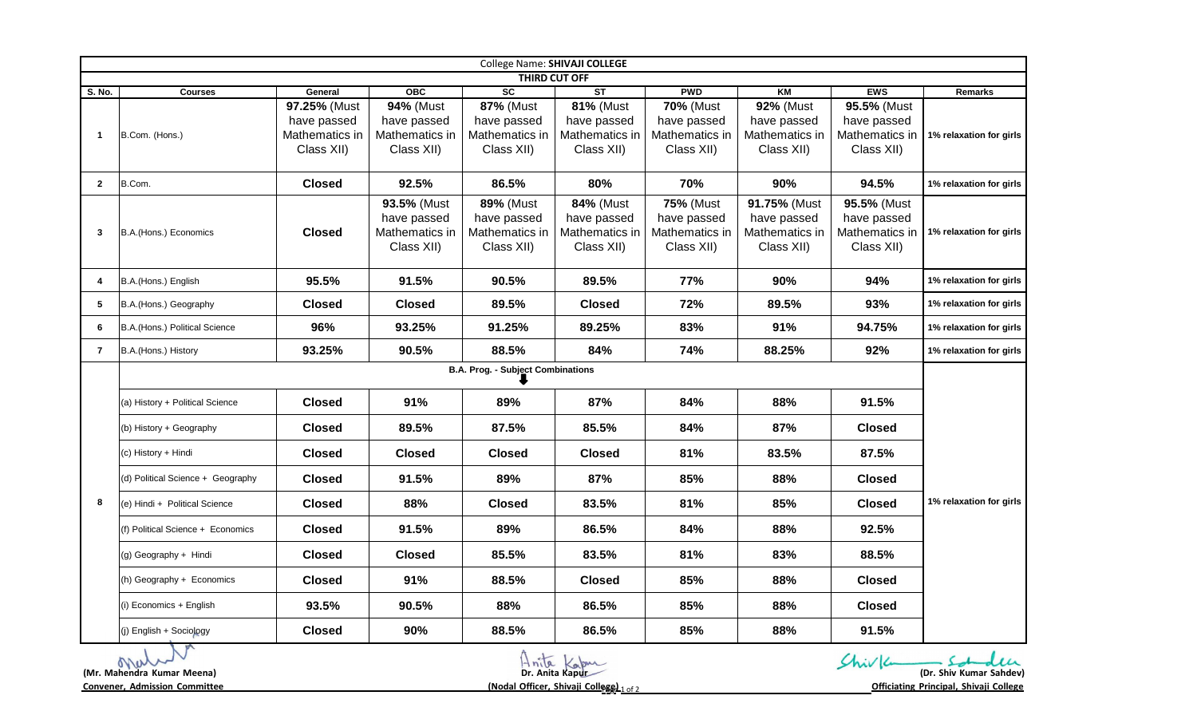# College Name: SHIVAJI COLLEGE

## THIRD CUT OFF

| S. No. | Courses | General | OBC | SC | ST | PWD | KM | EWS | Remarks |
|---|---|---|---|---|---|---|---|---|---|
| 1 | B.Com. (Hons.) | **97.25%** (Must have passed Mathematics in Class XII) | **94%** (Must have passed Mathematics in Class XII) | **87%** (Must have passed Mathematics in Class XII) | **81%** (Must have passed Mathematics in Class XII) | **70%** (Must have passed Mathematics in Class XII) | **92%** (Must have passed Mathematics in Class XII) | **95.5%** (Must have passed Mathematics in Class XII) | 1% relaxation for girls |
| 2 | B.Com. | **Closed** | **92.5%** | **86.5%** | **80%** | **70%** | **90%** | **94.5%** | 1% relaxation for girls |
| 3 | B.A.(Hons.) Economics | **Closed** | **93.5%** (Must have passed Mathematics in Class XII) | **89%** (Must have passed Mathematics in Class XII) | **84%** (Must have passed Mathematics in Class XII) | **75%** (Must have passed Mathematics in Class XII) | **91.75%** (Must have passed Mathematics in Class XII) | **95.5%** (Must have passed Mathematics in Class XII) | 1% relaxation for girls |
| 4 | B.A.(Hons.) English | **95.5%** | **91.5%** | **90.5%** | **89.5%** | **77%** | **90%** | **94%** | 1% relaxation for girls |
| 5 | B.A.(Hons.) Geography | **Closed** | **Closed** | **89.5%** | **Closed** | **72%** | **89.5%** | **93%** | 1% relaxation for girls |
| 6 | B.A.(Hons.) Political Science | **96%** | **93.25%** | **91.25%** | **89.25%** | **83%** | **91%** | **94.75%** | 1% relaxation for girls |
| 7 | B.A.(Hons.) History | **93.25%** | **90.5%** | **88.5%** | **84%** | **74%** | **88.25%** | **92%** | 1% relaxation for girls |
| 8 | **B.A. Prog. - Subject Combinations** | | | | | | | | 1% relaxation for girls |
| | (a) History + Political Science | **Closed** | **91%** | **89%** | **87%** | **84%** | **88%** | **91.5%** | |
| | (b) History + Geography | **Closed** | **89.5%** | **87.5%** | **85.5%** | **84%** | **87%** | **Closed** | |
| | (c) History + Hindi | **Closed** | **Closed** | **Closed** | **Closed** | **81%** | **83.5%** | **87.5%** | |
| | (d) Political Science + Geography | **Closed** | **91.5%** | **89%** | **87%** | **85%** | **88%** | **Closed** | |
| | (e) Hindi + Political Science | **Closed** | **88%** | **Closed** | **83.5%** | **81%** | **85%** | **Closed** | |
| | (f) Political Science + Economics | **Closed** | **91.5%** | **89%** | **86.5%** | **84%** | **88%** | **92.5%** | |
| | (g) Geography + Hindi | **Closed** | **Closed** | **85.5%** | **83.5%** | **81%** | **83%** | **88.5%** | |
| | (h) Geography + Economics | **Closed** | **91%** | **88.5%** | **Closed** | **85%** | **88%** | **Closed** | |
| | (i) Economics + English | **93.5%** | **90.5%** | **88%** | **86.5%** | **85%** | **88%** | **Closed** | |
| | (j) English + Sociology | **Closed** | **90%** | **88.5%** | **86.5%** | **85%** | **88%** | **91.5%** | |

**(Mr. Mahendra Kumar Meena)**
Convener, Admission Committee

**Dr. Anita Kapur**
(Nodal Officer, Shivaji College)

**(Dr. Shiv Kumar Sahdev)**
Officiating Principal, Shivaji College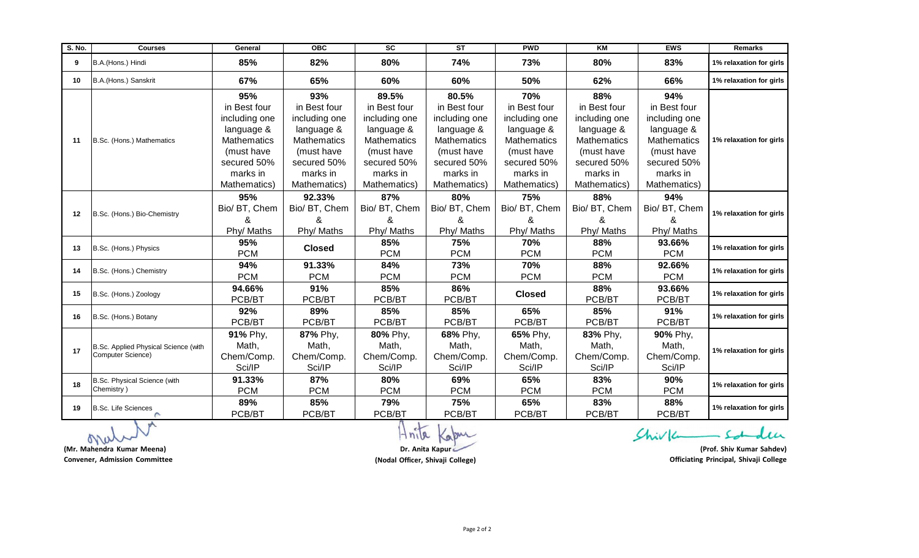| S. No. | Courses | General | OBC | SC | ST | PWD | KM | EWS | Remarks |
|---|---|---|---|---|---|---|---|---|---|
| 9 | B.A.(Hons.) Hindi | **85%** | **82%** | **80%** | **74%** | **73%** | **80%** | **83%** | 1% relaxation for girls |
| 10 | B.A.(Hons.) Sanskrit | **67%** | **65%** | **60%** | **60%** | **50%** | **62%** | **66%** | 1% relaxation for girls |
| 11 | B.Sc. (Hons.) Mathematics | **95%** in Best four including one language & Mathematics (must have secured 50% marks in Mathematics) | **93%** in Best four including one language & Mathematics (must have secured 50% marks in Mathematics) | **89.5%** in Best four including one language & Mathematics (must have secured 50% marks in Mathematics) | **80.5%** in Best four including one language & Mathematics (must have secured 50% marks in Mathematics) | **70%** in Best four including one language & Mathematics (must have secured 50% marks in Mathematics) | **88%** in Best four including one language & Mathematics (must have secured 50% marks in Mathematics) | **94%** in Best four including one language & Mathematics (must have secured 50% marks in Mathematics) | 1% relaxation for girls |
| 12 | B.Sc. (Hons.) Bio-Chemistry | **95%** Bio/ BT, Chem & Phy/ Maths | **92.33%** Bio/ BT, Chem & Phy/ Maths | **87%** Bio/ BT, Chem & Phy/ Maths | **80%** Bio/ BT, Chem & Phy/ Maths | **75%** Bio/ BT, Chem & Phy/ Maths | **88%** Bio/ BT, Chem & Phy/ Maths | **94%** Bio/ BT, Chem & Phy/ Maths | 1% relaxation for girls |
| 13 | B.Sc. (Hons.) Physics | **95%** PCM | **Closed** | **85%** PCM | **75%** PCM | **70%** PCM | **88%** PCM | **93.66%** PCM | 1% relaxation for girls |
| 14 | B.Sc. (Hons.) Chemistry | **94%** PCM | **91.33%** PCM | **84%** PCM | **73%** PCM | **70%** PCM | **88%** PCM | **92.66%** PCM | 1% relaxation for girls |
| 15 | B.Sc. (Hons.) Zoology | **94.66%** PCB/BT | **91%** PCB/BT | **85%** PCB/BT | **86%** PCB/BT | **Closed** | **88%** PCB/BT | **93.66%** PCB/BT | 1% relaxation for girls |
| 16 | B.Sc. (Hons.) Botany | **92%** PCB/BT | **89%** PCB/BT | **85%** PCB/BT | **85%** PCB/BT | **65%** PCB/BT | **85%** PCB/BT | **91%** PCB/BT | 1% relaxation for girls |
| 17 | B.Sc. Applied Physical Science (with Computer Science) | **91%** Phy, Math, Chem/Comp. Sci/IP | **87%** Phy, Math, Chem/Comp. Sci/IP | **80%** Phy, Math, Chem/Comp. Sci/IP | **68%** Phy, Math, Chem/Comp. Sci/IP | **65%** Phy, Math, Chem/Comp. Sci/IP | **83%** Phy, Math, Chem/Comp. Sci/IP | **90%** Phy, Math, Chem/Comp. Sci/IP | 1% relaxation for girls |
| 18 | B.Sc. Physical Science (with Chemistry ) | **91.33%** PCM | **87%** PCM | **80%** PCM | **69%** PCM | **65%** PCM | **83%** PCM | **90%** PCM | 1% relaxation for girls |
| 19 | B.Sc. Life Sciences | **89%** PCB/BT | **85%** PCB/BT | **79%** PCB/BT | **75%** PCB/BT | **65%** PCB/BT | **83%** PCB/BT | **88%** PCB/BT | 1% relaxation for girls |

**(Mr. Mahendra Kumar Meena)**
**Convener, Admission Committee**

**Dr. Anita Kapur**
**(Nodal Officer, Shivaji College)**

**(Prof. Shiv Kumar Sahdev)**
**Officiating Principal, Shivaji College**